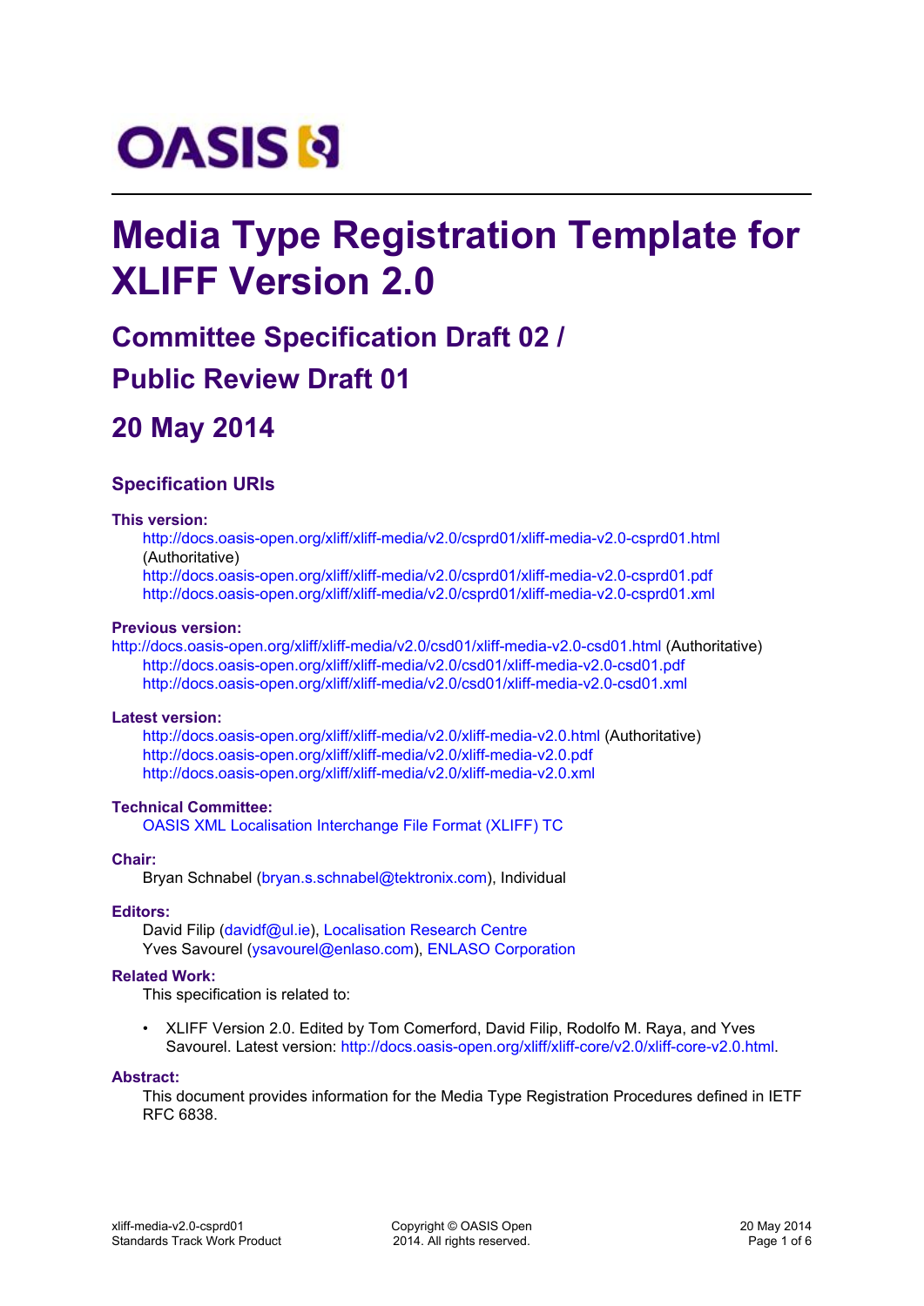OASIS

# Media Type Registration Template for XLIFF Version 2.0

## Committee Specification Draft 02 / Public Review Draft 01

## 20 May 2014

### Specification URIs

**This version:**

http://docs.oasis-open.org/xliff/xliff-media/v2.0/csprd01/xliff-media-v2.0-csprd01.html (Authoritative)
http://docs.oasis-open.org/xliff/xliff-media/v2.0/csprd01/xliff-media-v2.0-csprd01.pdf
http://docs.oasis-open.org/xliff/xliff-media/v2.0/csprd01/xliff-media-v2.0-csprd01.xml

**Previous version:**

http://docs.oasis-open.org/xliff/xliff-media/v2.0/csd01/xliff-media-v2.0-csd01.html (Authoritative)
http://docs.oasis-open.org/xliff/xliff-media/v2.0/csd01/xliff-media-v2.0-csd01.pdf
http://docs.oasis-open.org/xliff/xliff-media/v2.0/csd01/xliff-media-v2.0-csd01.xml

**Latest version:**

http://docs.oasis-open.org/xliff/xliff-media/v2.0/xliff-media-v2.0.html (Authoritative)
http://docs.oasis-open.org/xliff/xliff-media/v2.0/xliff-media-v2.0.pdf
http://docs.oasis-open.org/xliff/xliff-media/v2.0/xliff-media-v2.0.xml

**Technical Committee:**

OASIS XML Localisation Interchange File Format (XLIFF) TC

**Chair:**

Bryan Schnabel (bryan.s.schnabel@tektronix.com), Individual

**Editors:**

David Filip (davidf@ul.ie), Localisation Research Centre
Yves Savourel (ysavourel@enlaso.com), ENLASO Corporation

**Related Work:**

This specification is related to:

- XLIFF Version 2.0. Edited by Tom Comerford, David Filip, Rodolfo M. Raya, and Yves Savourel. Latest version: http://docs.oasis-open.org/xliff/xliff-core/v2.0/xliff-core-v2.0.html.

**Abstract:**

This document provides information for the Media Type Registration Procedures defined in IETF RFC 6838.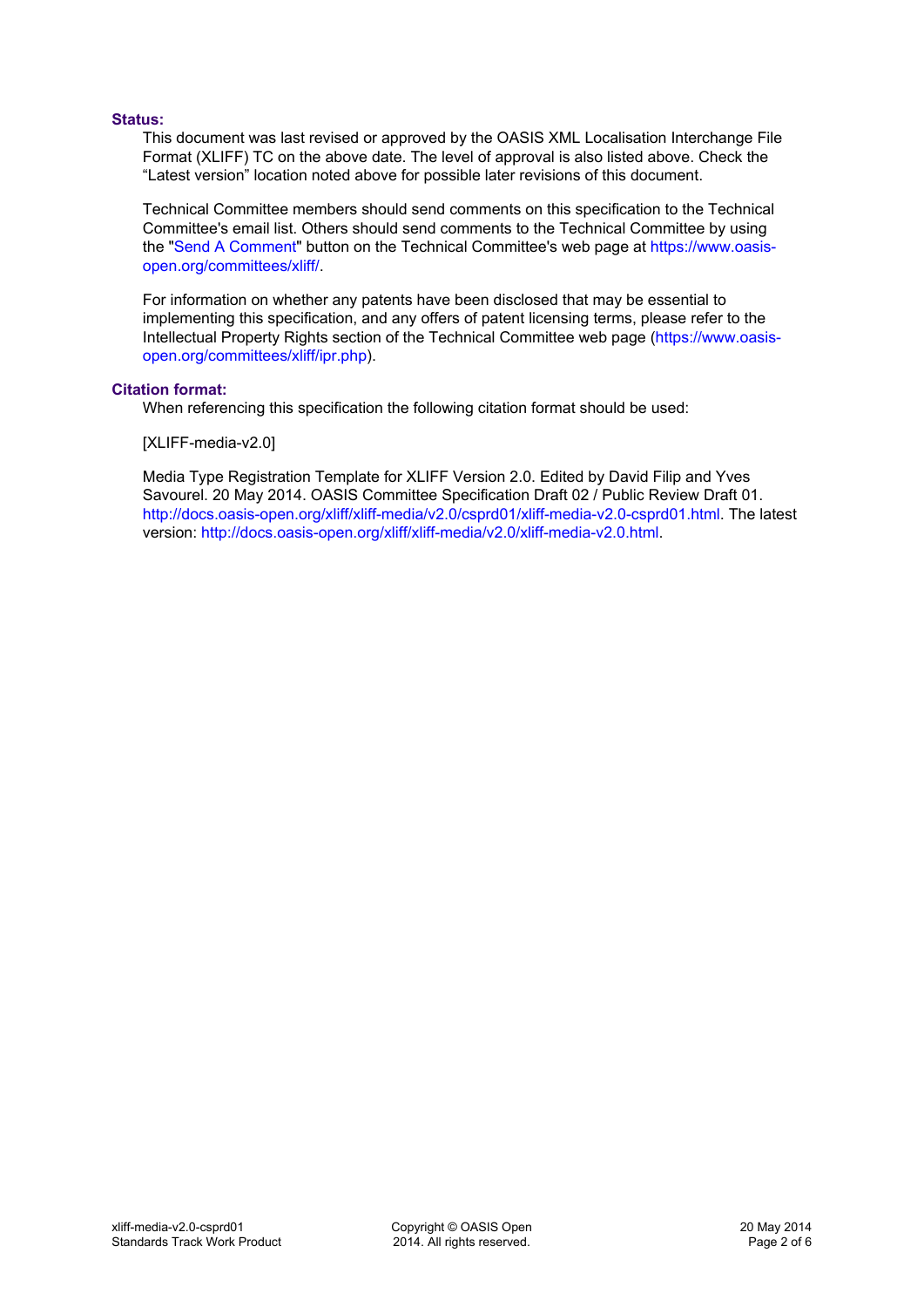**Status:**

This document was last revised or approved by the OASIS XML Localisation Interchange File Format (XLIFF) TC on the above date. The level of approval is also listed above. Check the "Latest version" location noted above for possible later revisions of this document.

Technical Committee members should send comments on this specification to the Technical Committee's email list. Others should send comments to the Technical Committee by using the "Send A Comment" button on the Technical Committee's web page at https://www.oasis-open.org/committees/xliff/.

For information on whether any patents have been disclosed that may be essential to implementing this specification, and any offers of patent licensing terms, please refer to the Intellectual Property Rights section of the Technical Committee web page (https://www.oasis-open.org/committees/xliff/ipr.php).

**Citation format:**

When referencing this specification the following citation format should be used:

[XLIFF-media-v2.0]

Media Type Registration Template for XLIFF Version 2.0. Edited by David Filip and Yves Savourel. 20 May 2014. OASIS Committee Specification Draft 02 / Public Review Draft 01. http://docs.oasis-open.org/xliff/xliff-media/v2.0/csprd01/xliff-media-v2.0-csprd01.html. The latest version: http://docs.oasis-open.org/xliff/xliff-media/v2.0/xliff-media-v2.0.html.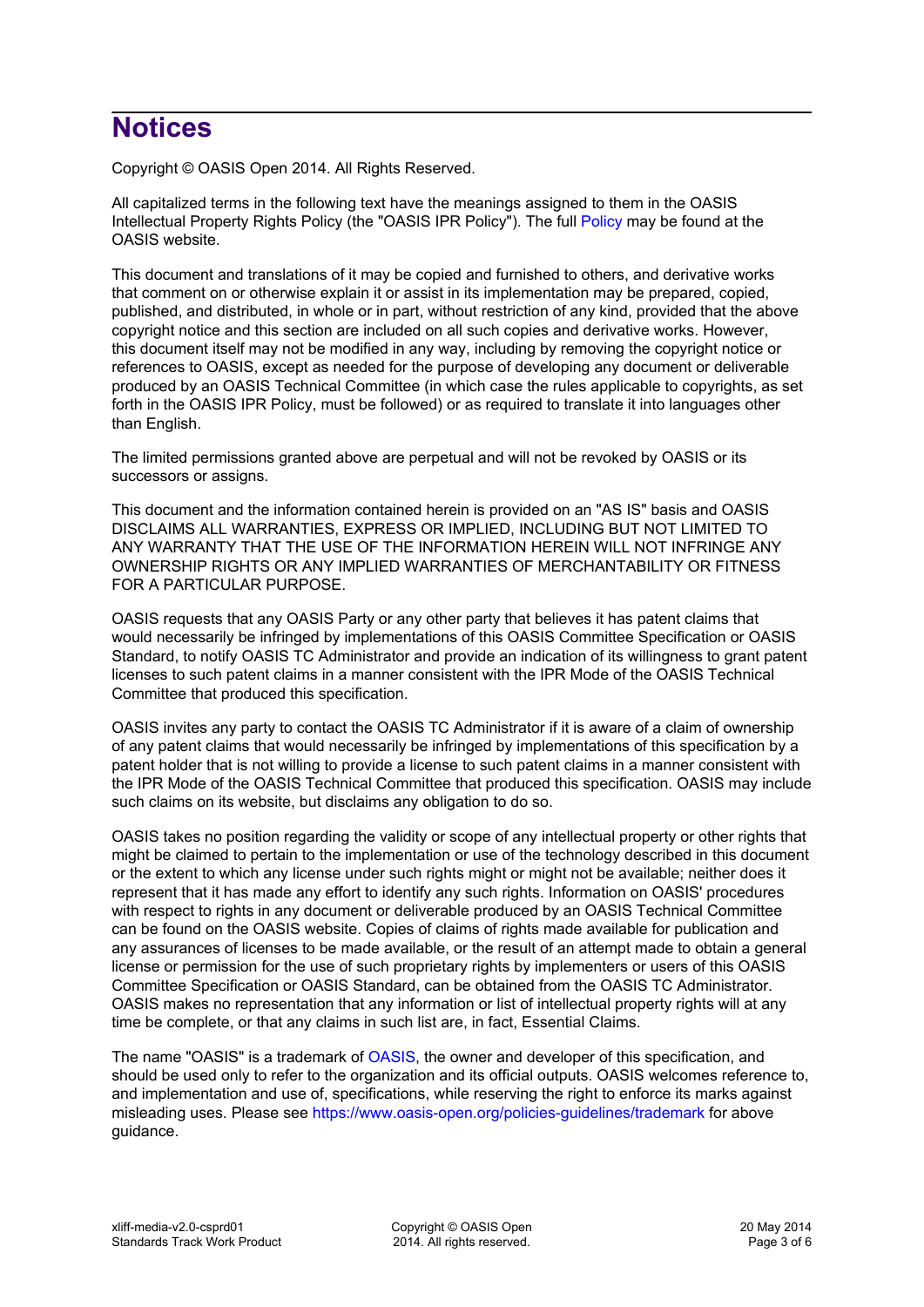# Notices

Copyright © OASIS Open 2014. All Rights Reserved.

All capitalized terms in the following text have the meanings assigned to them in the OASIS Intellectual Property Rights Policy (the "OASIS IPR Policy"). The full Policy may be found at the OASIS website.

This document and translations of it may be copied and furnished to others, and derivative works that comment on or otherwise explain it or assist in its implementation may be prepared, copied, published, and distributed, in whole or in part, without restriction of any kind, provided that the above copyright notice and this section are included on all such copies and derivative works. However, this document itself may not be modified in any way, including by removing the copyright notice or references to OASIS, except as needed for the purpose of developing any document or deliverable produced by an OASIS Technical Committee (in which case the rules applicable to copyrights, as set forth in the OASIS IPR Policy, must be followed) or as required to translate it into languages other than English.

The limited permissions granted above are perpetual and will not be revoked by OASIS or its successors or assigns.

This document and the information contained herein is provided on an "AS IS" basis and OASIS DISCLAIMS ALL WARRANTIES, EXPRESS OR IMPLIED, INCLUDING BUT NOT LIMITED TO ANY WARRANTY THAT THE USE OF THE INFORMATION HEREIN WILL NOT INFRINGE ANY OWNERSHIP RIGHTS OR ANY IMPLIED WARRANTIES OF MERCHANTABILITY OR FITNESS FOR A PARTICULAR PURPOSE.

OASIS requests that any OASIS Party or any other party that believes it has patent claims that would necessarily be infringed by implementations of this OASIS Committee Specification or OASIS Standard, to notify OASIS TC Administrator and provide an indication of its willingness to grant patent licenses to such patent claims in a manner consistent with the IPR Mode of the OASIS Technical Committee that produced this specification.

OASIS invites any party to contact the OASIS TC Administrator if it is aware of a claim of ownership of any patent claims that would necessarily be infringed by implementations of this specification by a patent holder that is not willing to provide a license to such patent claims in a manner consistent with the IPR Mode of the OASIS Technical Committee that produced this specification. OASIS may include such claims on its website, but disclaims any obligation to do so.

OASIS takes no position regarding the validity or scope of any intellectual property or other rights that might be claimed to pertain to the implementation or use of the technology described in this document or the extent to which any license under such rights might or might not be available; neither does it represent that it has made any effort to identify any such rights. Information on OASIS' procedures with respect to rights in any document or deliverable produced by an OASIS Technical Committee can be found on the OASIS website. Copies of claims of rights made available for publication and any assurances of licenses to be made available, or the result of an attempt made to obtain a general license or permission for the use of such proprietary rights by implementers or users of this OASIS Committee Specification or OASIS Standard, can be obtained from the OASIS TC Administrator. OASIS makes no representation that any information or list of intellectual property rights will at any time be complete, or that any claims in such list are, in fact, Essential Claims.

The name "OASIS" is a trademark of OASIS, the owner and developer of this specification, and should be used only to refer to the organization and its official outputs. OASIS welcomes reference to, and implementation and use of, specifications, while reserving the right to enforce its marks against misleading uses. Please see https://www.oasis-open.org/policies-guidelines/trademark for above guidance.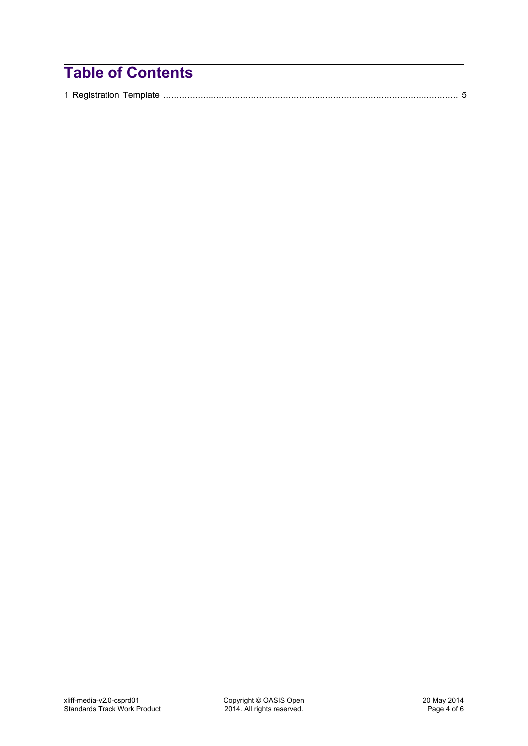# Table of Contents

1 Registration Template ..................................................................................................................... 5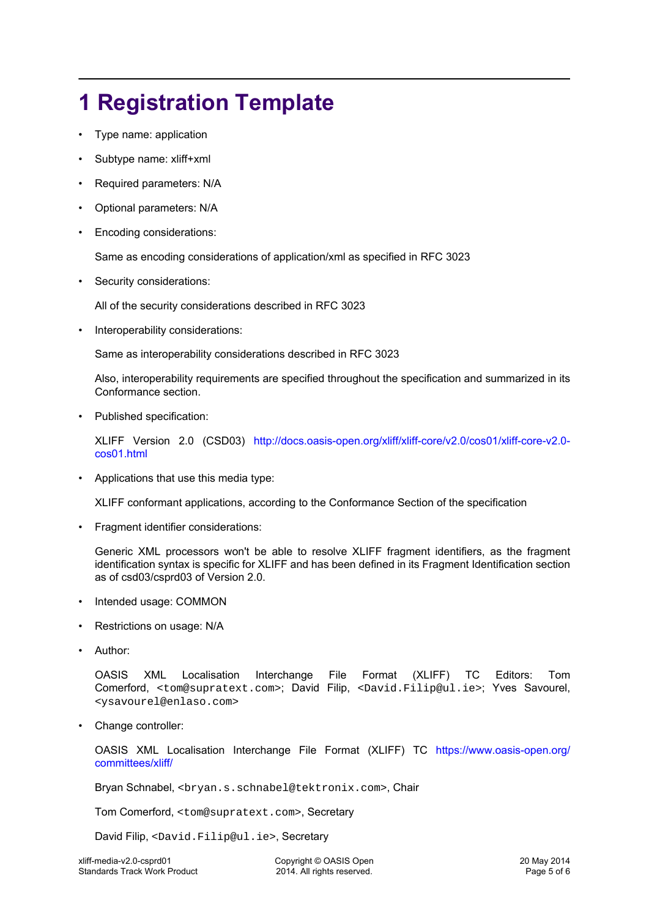# 1 Registration Template

- Type name: application
- Subtype name: xliff+xml
- Required parameters: N/A
- Optional parameters: N/A
- Encoding considerations:

  Same as encoding considerations of application/xml as specified in RFC 3023

- Security considerations:

  All of the security considerations described in RFC 3023

- Interoperability considerations:

  Same as interoperability considerations described in RFC 3023

  Also, interoperability requirements are specified throughout the specification and summarized in its Conformance section.

- Published specification:

  XLIFF Version 2.0 (CSD03) http://docs.oasis-open.org/xliff/xliff-core/v2.0/cos01/xliff-core-v2.0-cos01.html

- Applications that use this media type:

  XLIFF conformant applications, according to the Conformance Section of the specification

- Fragment identifier considerations:

  Generic XML processors won't be able to resolve XLIFF fragment identifiers, as the fragment identification syntax is specific for XLIFF and has been defined in its Fragment Identification section as of csd03/csprd03 of Version 2.0.

- Intended usage: COMMON
- Restrictions on usage: N/A
- Author:

  OASIS XML Localisation Interchange File Format (XLIFF) TC Editors: Tom Comerford, `<tom@supratext.com>`; David Filip, `<David.Filip@ul.ie>`; Yves Savourel, `<ysavourel@enlaso.com>`

- Change controller:

  OASIS XML Localisation Interchange File Format (XLIFF) TC https://www.oasis-open.org/committees/xliff/

  Bryan Schnabel, `<bryan.s.schnabel@tektronix.com>`, Chair

  Tom Comerford, `<tom@supratext.com>`, Secretary

  David Filip, `<David.Filip@ul.ie>`, Secretary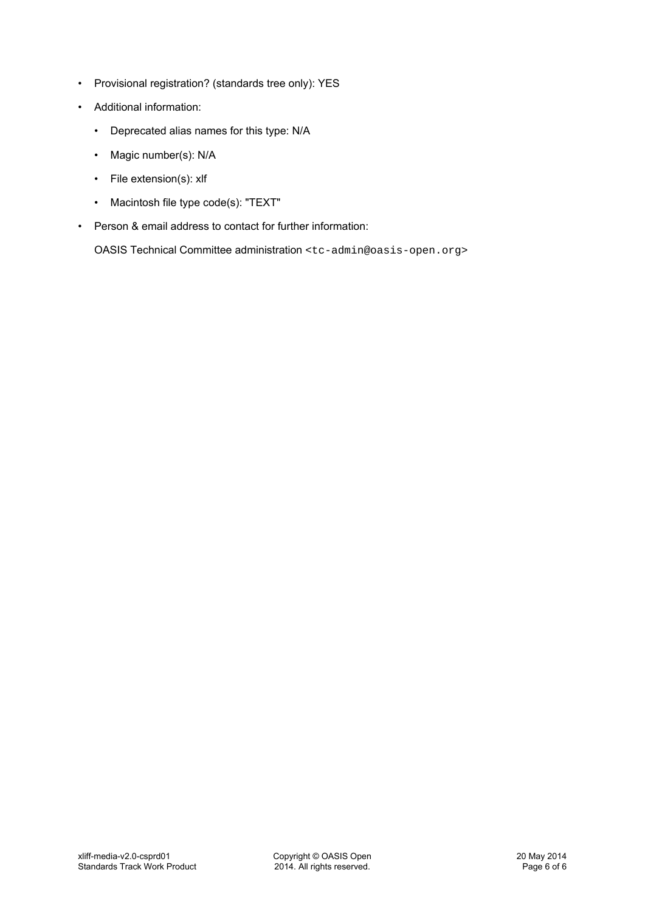- Provisional registration? (standards tree only): YES
- Additional information:
  - Deprecated alias names for this type: N/A
  - Magic number(s): N/A
  - File extension(s): xlf
  - Macintosh file type code(s): "TEXT"
- Person & email address to contact for further information:

  OASIS Technical Committee administration `<tc-admin@oasis-open.org>`